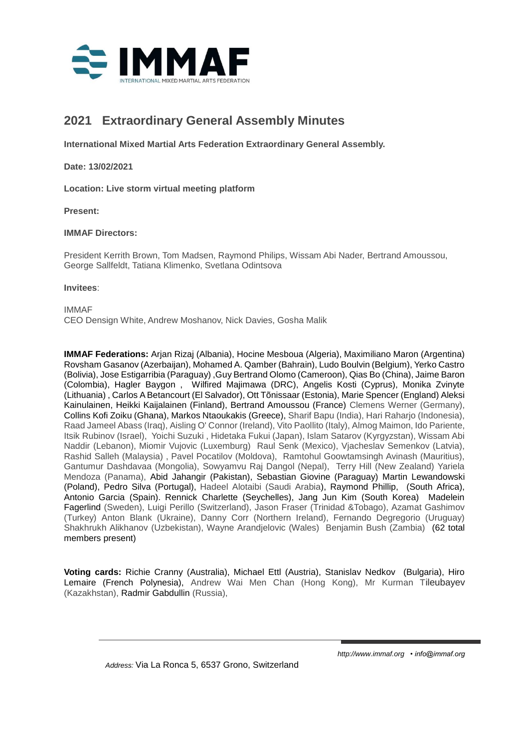# 2021 Extraordinary General Assembly Minutes

**International Mixed Martial Arts Federation Extraordinary General Assembly.**

**Date: 13/02/2021**

**Location: Live storm virtual meeting platform**

**Present:**

**IMMAF Directors:**

President Kerrith Brown, Tom Madsen, Raymond Philips, Wissam Abi Nader, Bertrand Amoussou, George Sallfeldt, Tatiana Klimenko, Svetlana Odintsova

**Invitees**:

IMMAF
CEO Densign White, Andrew Moshanov, Nick Davies, Gosha Malik

**IMMAF Federations:** Arjan Rizaj (Albania), Hocine Mesboua (Algeria), Maximiliano Maron (Argentina) Rovsham Gasanov (Azerbaijan), Mohamed A. Qamber (Bahrain), Ludo Boulvin (Belgium), Yerko Castro (Bolivia), Jose Estigarribia (Paraguay) ,Guy Bertrand Olomo (Cameroon), Qias Bo (China), Jaime Baron (Colombia), Hagler Baygon , Wilfired Majimawa (DRC), Angelis Kosti (Cyprus), Monika Zvinyte (Lithuania) , Carlos A Betancourt (El Salvador), Ott Tõnissaar (Estonia), Marie Spencer (England) Aleksi Kainulainen, Heikki Kaijalainen (Finland), Bertrand Amoussou (France) Clemens Werner (Germany), Collins Kofi Zoiku (Ghana), Markos Ntaoukakis (Greece), Sharif Bapu (India), Hari Raharjo (Indonesia), Raad Jameel Abass (Iraq), Aisling O' Connor (Ireland), Vito Paollito (Italy), Almog Maimon, Ido Pariente, Itsik Rubinov (Israel), Yoichi Suzuki , Hidetaka Fukui (Japan), Islam Satarov (Kyrgyzstan), Wissam Abi Naddir (Lebanon), Miomir Vujovic (Luxemburg) Raul Senk (Mexico), Vjacheslav Semenkov (Latvia), Rashid Salleh (Malaysia) , Pavel Pocatilov (Moldova), Ramtohul Goowtamsingh Avinash (Mauritius), Gantumur Dashdavaa (Mongolia), Sowyamvu Raj Dangol (Nepal), Terry Hill (New Zealand) Yariela Mendoza (Panama), Abid Jahangir (Pakistan), Sebastian Giovine (Paraguay) Martin Lewandowski (Poland), Pedro Silva (Portugal), Hadeel Alotaibi (Saudi Arabia), Raymond Phillip, (South Africa), Antonio Garcia (Spain). Rennick Charlette (Seychelles), Jang Jun Kim (South Korea) Madelein Fagerlind (Sweden), Luigi Perillo (Switzerland), Jason Fraser (Trinidad &Tobago), Azamat Gashimov (Turkey) Anton Blank (Ukraine), Danny Corr (Northern Ireland), Fernando Degregorio (Uruguay) Shakhrukh Alikhanov (Uzbekistan), Wayne Arandjelovic (Wales) Benjamin Bush (Zambia) (62 total members present)

**Voting cards:** Richie Cranny (Australia), Michael Ettl (Austria), Stanislav Nedkov (Bulgaria), Hiro Lemaire (French Polynesia), Andrew Wai Men Chan (Hong Kong), Mr Kurman Tileubayev (Kazakhstan), Radmir Gabdullin (Russia),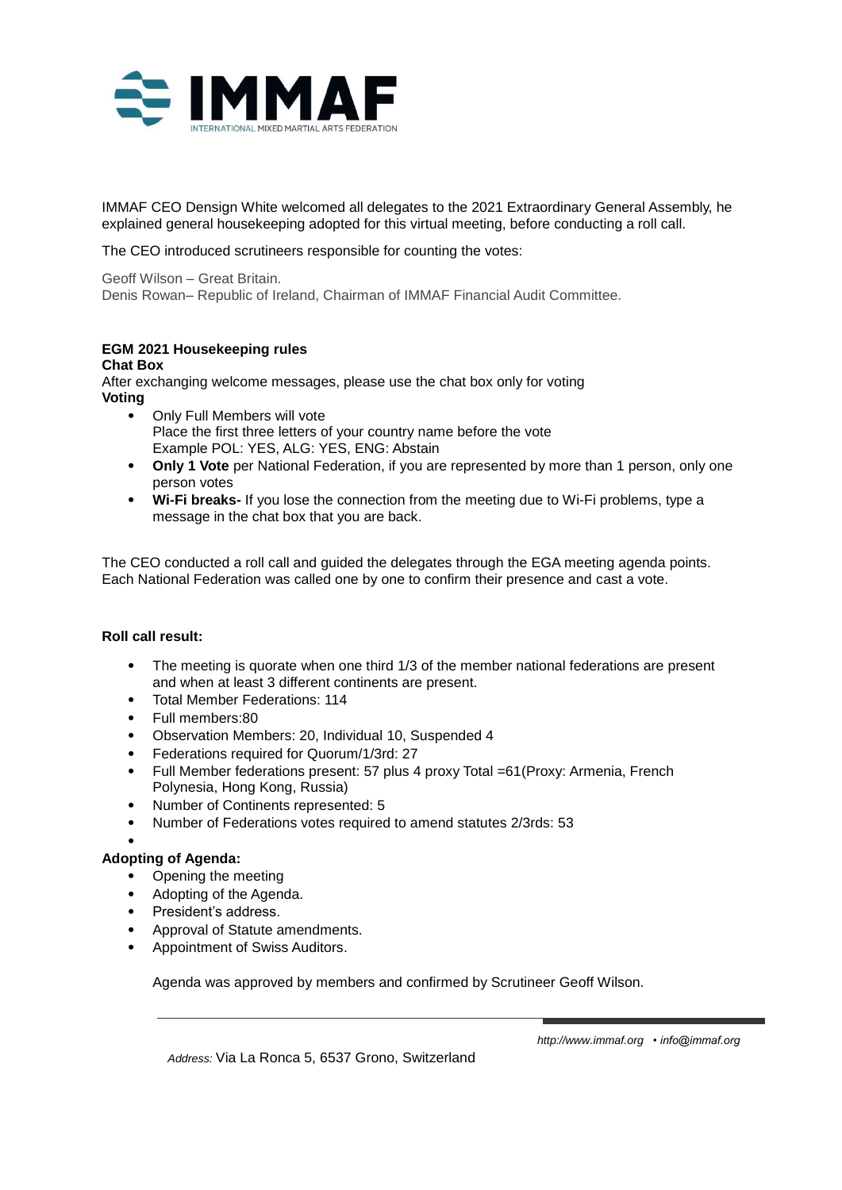IMMAF CEO Densign White welcomed all delegates to the 2021 Extraordinary General Assembly, he explained general housekeeping adopted for this virtual meeting, before conducting a roll call.

The CEO introduced scrutineers responsible for counting the votes:

Geoff Wilson – Great Britain.
Denis Rowan– Republic of Ireland, Chairman of IMMAF Financial Audit Committee.

**EGM 2021 Housekeeping rules**
**Chat Box**
After exchanging welcome messages, please use the chat box only for voting
**Voting**

- Only Full Members will vote
  Place the first three letters of your country name before the vote
  Example POL: YES, ALG: YES, ENG: Abstain
- **Only 1 Vote** per National Federation, if you are represented by more than 1 person, only one person votes
- **Wi-Fi breaks-** If you lose the connection from the meeting due to Wi-Fi problems, type a message in the chat box that you are back.

The CEO conducted a roll call and guided the delegates through the EGA meeting agenda points. Each National Federation was called one by one to confirm their presence and cast a vote.

**Roll call result:**

- The meeting is quorate when one third 1/3 of the member national federations are present and when at least 3 different continents are present.
- Total Member Federations: 114
- Full members:80
- Observation Members: 20, Individual 10, Suspended 4
- Federations required for Quorum/1/3rd: 27
- Full Member federations present: 57 plus 4 proxy Total =61(Proxy: Armenia, French Polynesia, Hong Kong, Russia)
- Number of Continents represented: 5
- Number of Federations votes required to amend statutes 2/3rds: 53

**Adopting of Agenda:**

- Opening the meeting
- Adopting of the Agenda.
- President's address.
- Approval of Statute amendments.
- Appointment of Swiss Auditors.

Agenda was approved by members and confirmed by Scrutineer Geoff Wilson.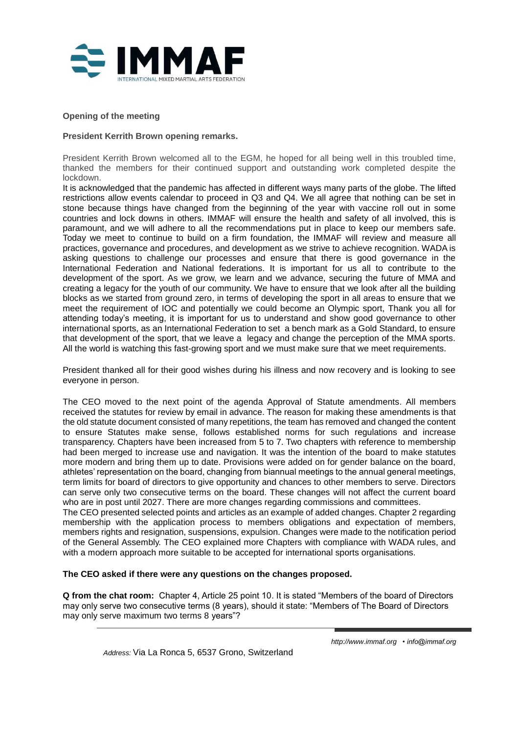**Opening of the meeting**

**President Kerrith Brown opening remarks.**

President Kerrith Brown welcomed all to the EGM, he hoped for all being well in this troubled time, thanked the members for their continued support and outstanding work completed despite the lockdown.

It is acknowledged that the pandemic has affected in different ways many parts of the globe. The lifted restrictions allow events calendar to proceed in Q3 and Q4. We all agree that nothing can be set in stone because things have changed from the beginning of the year with vaccine roll out in some countries and lock downs in others. IMMAF will ensure the health and safety of all involved, this is paramount, and we will adhere to all the recommendations put in place to keep our members safe. Today we meet to continue to build on a firm foundation, the IMMAF will review and measure all practices, governance and procedures, and development as we strive to achieve recognition. WADA is asking questions to challenge our processes and ensure that there is good governance in the International Federation and National federations. It is important for us all to contribute to the development of the sport. As we grow, we learn and we advance, securing the future of MMA and creating a legacy for the youth of our community. We have to ensure that we look after all the building blocks as we started from ground zero, in terms of developing the sport in all areas to ensure that we meet the requirement of IOC and potentially we could become an Olympic sport, Thank you all for attending today's meeting, it is important for us to understand and show good governance to other international sports, as an International Federation to set a bench mark as a Gold Standard, to ensure that development of the sport, that we leave a legacy and change the perception of the MMA sports. All the world is watching this fast-growing sport and we must make sure that we meet requirements.

President thanked all for their good wishes during his illness and now recovery and is looking to see everyone in person.

The CEO moved to the next point of the agenda Approval of Statute amendments. All members received the statutes for review by email in advance. The reason for making these amendments is that the old statute document consisted of many repetitions, the team has removed and changed the content to ensure Statutes make sense, follows established norms for such regulations and increase transparency. Chapters have been increased from 5 to 7. Two chapters with reference to membership had been merged to increase use and navigation. It was the intention of the board to make statutes more modern and bring them up to date. Provisions were added on for gender balance on the board, athletes' representation on the board, changing from biannual meetings to the annual general meetings, term limits for board of directors to give opportunity and chances to other members to serve. Directors can serve only two consecutive terms on the board. These changes will not affect the current board who are in post until 2027. There are more changes regarding commissions and committees.

The CEO presented selected points and articles as an example of added changes. Chapter 2 regarding membership with the application process to members obligations and expectation of members, members rights and resignation, suspensions, expulsion. Changes were made to the notification period of the General Assembly. The CEO explained more Chapters with compliance with WADA rules, and with a modern approach more suitable to be accepted for international sports organisations.

**The CEO asked if there were any questions on the changes proposed.**

**Q from the chat room:** Chapter 4, Article 25 point 10. It is stated "Members of the board of Directors may only serve two consecutive terms (8 years), should it state: "Members of The Board of Directors may only serve maximum two terms 8 years"?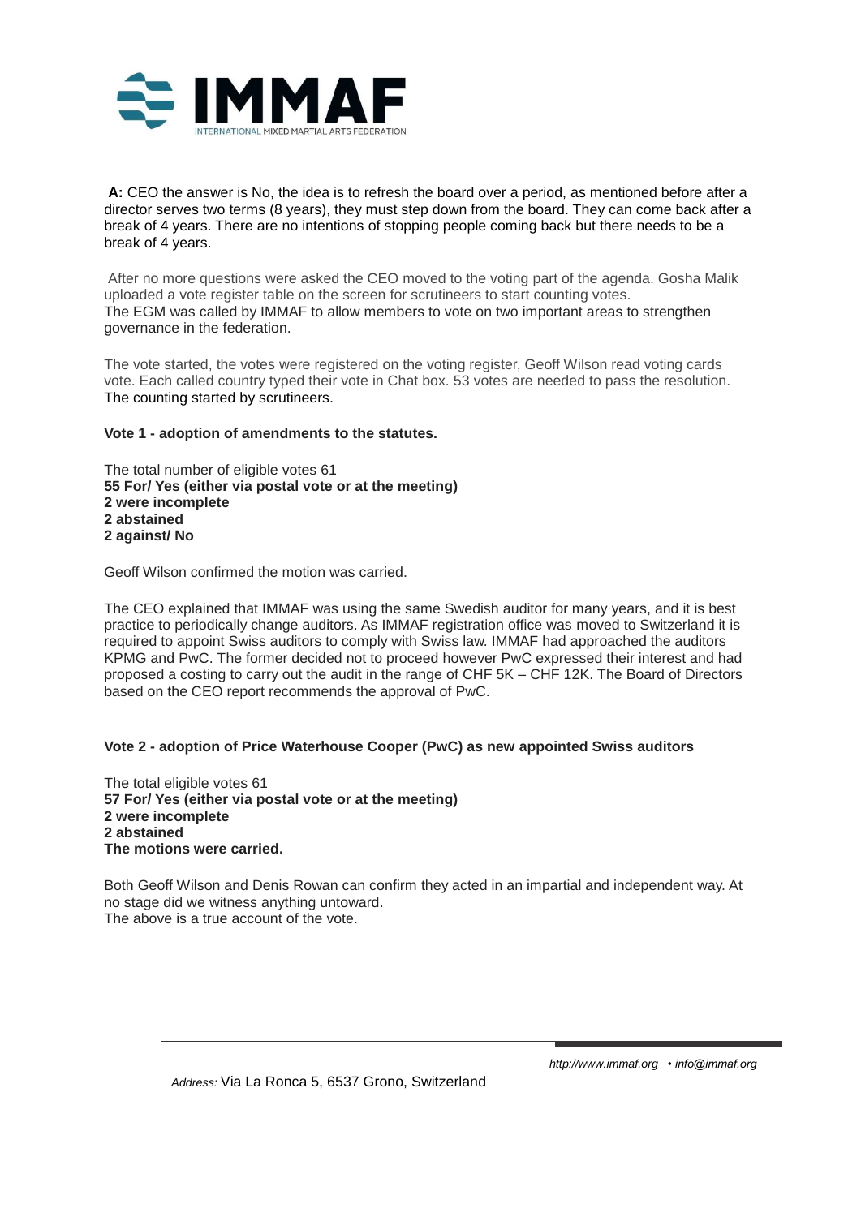**A:** CEO the answer is No, the idea is to refresh the board over a period, as mentioned before after a director serves two terms (8 years), they must step down from the board. They can come back after a break of 4 years. There are no intentions of stopping people coming back but there needs to be a break of 4 years.

After no more questions were asked the CEO moved to the voting part of the agenda. Gosha Malik uploaded a vote register table on the screen for scrutineers to start counting votes.
The EGM was called by IMMAF to allow members to vote on two important areas to strengthen governance in the federation.

The vote started, the votes were registered on the voting register, Geoff Wilson read voting cards vote. Each called country typed their vote in Chat box. 53 votes are needed to pass the resolution.
The counting started by scrutineers.

**Vote 1 - adoption of amendments to the statutes.**

The total number of eligible votes 61
**55 For/ Yes (either via postal vote or at the meeting)**
**2 were incomplete**
**2 abstained**
**2 against/ No**

Geoff Wilson confirmed the motion was carried.

The CEO explained that IMMAF was using the same Swedish auditor for many years, and it is best practice to periodically change auditors. As IMMAF registration office was moved to Switzerland it is required to appoint Swiss auditors to comply with Swiss law. IMMAF had approached the auditors KPMG and PwC. The former decided not to proceed however PwC expressed their interest and had proposed a costing to carry out the audit in the range of CHF 5K – CHF 12K. The Board of Directors based on the CEO report recommends the approval of PwC.

**Vote 2 - adoption of Price Waterhouse Cooper (PwC) as new appointed Swiss auditors**

The total eligible votes 61
**57 For/ Yes (either via postal vote or at the meeting)**
**2 were incomplete**
**2 abstained**
**The motions were carried.**

Both Geoff Wilson and Denis Rowan can confirm they acted in an impartial and independent way. At no stage did we witness anything untoward.
The above is a true account of the vote.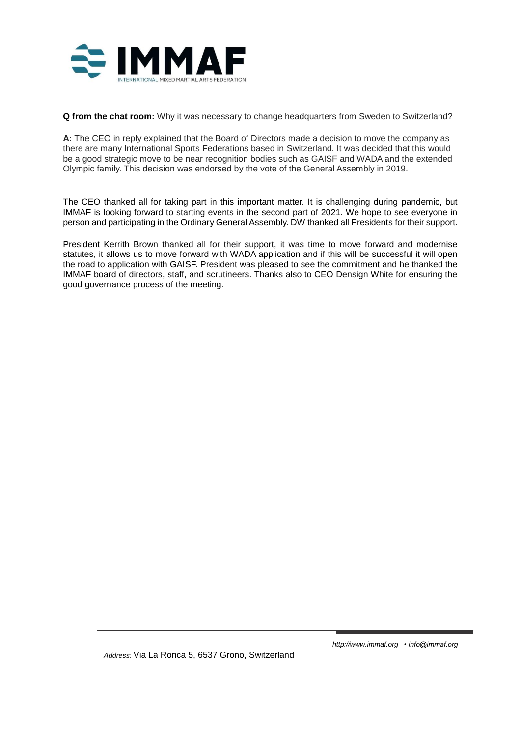**Q from the chat room:** Why it was necessary to change headquarters from Sweden to Switzerland?

**A:** The CEO in reply explained that the Board of Directors made a decision to move the company as there are many International Sports Federations based in Switzerland. It was decided that this would be a good strategic move to be near recognition bodies such as GAISF and WADA and the extended Olympic family. This decision was endorsed by the vote of the General Assembly in 2019.

The CEO thanked all for taking part in this important matter. It is challenging during pandemic, but IMMAF is looking forward to starting events in the second part of 2021. We hope to see everyone in person and participating in the Ordinary General Assembly. DW thanked all Presidents for their support.

President Kerrith Brown thanked all for their support, it was time to move forward and modernise statutes, it allows us to move forward with WADA application and if this will be successful it will open the road to application with GAISF. President was pleased to see the commitment and he thanked the IMMAF board of directors, staff, and scrutineers. Thanks also to CEO Densign White for ensuring the good governance process of the meeting.